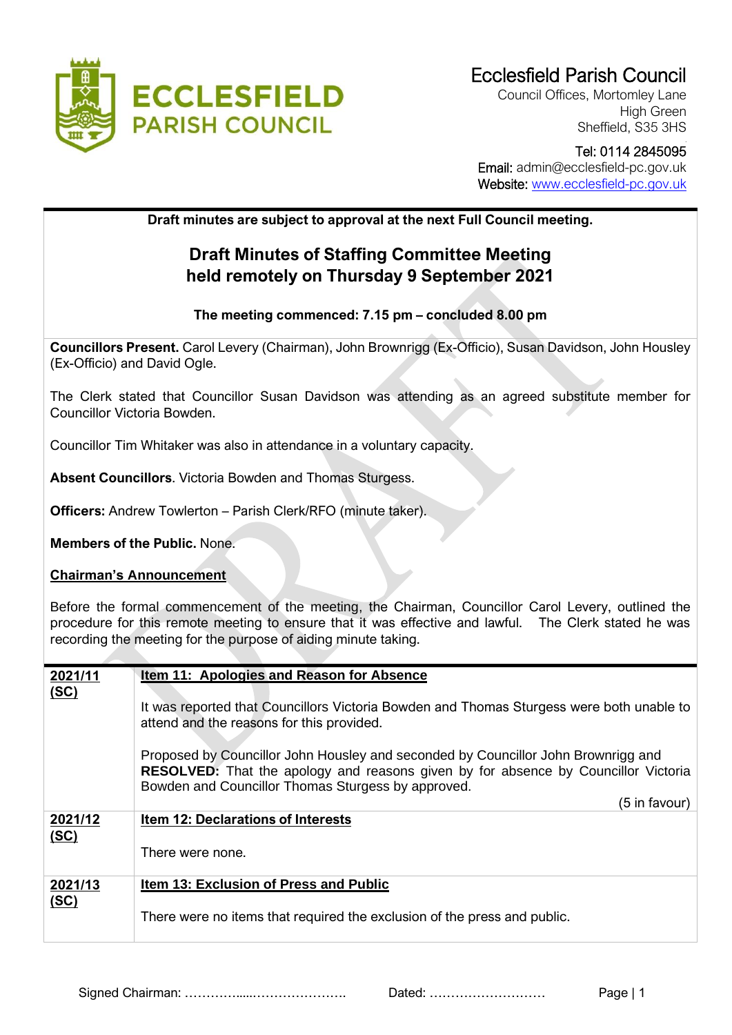Ecclesfield Parish Council
Council Offices, Mortomley Lane
High Green
Sheffield, S35 3HS

Tel: 0114 2845095
Email: admin@ecclesfield-pc.gov.uk
Website: www.ecclesfield-pc.gov.uk

**Draft minutes are subject to approval at the next Full Council meeting.**

# Draft Minutes of Staffing Committee Meeting held remotely on Thursday 9 September 2021

**The meeting commenced: 7.15 pm – concluded 8.00 pm**

**Councillors Present.** Carol Levery (Chairman), John Brownrigg (Ex-Officio), Susan Davidson, John Housley (Ex-Officio) and David Ogle.

The Clerk stated that Councillor Susan Davidson was attending as an agreed substitute member for Councillor Victoria Bowden.

Councillor Tim Whitaker was also in attendance in a voluntary capacity.

**Absent Councillors**. Victoria Bowden and Thomas Sturgess.

**Officers:** Andrew Towlerton – Parish Clerk/RFO (minute taker).

**Members of the Public.** None.

**Chairman's Announcement**

Before the formal commencement of the meeting, the Chairman, Councillor Carol Levery, outlined the procedure for this remote meeting to ensure that it was effective and lawful. The Clerk stated he was recording the meeting for the purpose of aiding minute taking.

| | |
|---|---|
| **2021/11 (SC)** | **Item 11: Apologies and Reason for Absence**<br><br>It was reported that Councillors Victoria Bowden and Thomas Sturgess were both unable to attend and the reasons for this provided.<br><br>Proposed by Councillor John Housley and seconded by Councillor John Brownrigg and **RESOLVED:** That the apology and reasons given by for absence by Councillor Victoria Bowden and Councillor Thomas Sturgess by approved.<br>(5 in favour) |
| **2021/12 (SC)** | **Item 12: Declarations of Interests**<br><br>There were none. |
| **2021/13 (SC)** | **Item 13: Exclusion of Press and Public**<br><br>There were no items that required the exclusion of the press and public. |

Signed Chairman: ……………......…………………. Dated: ………………………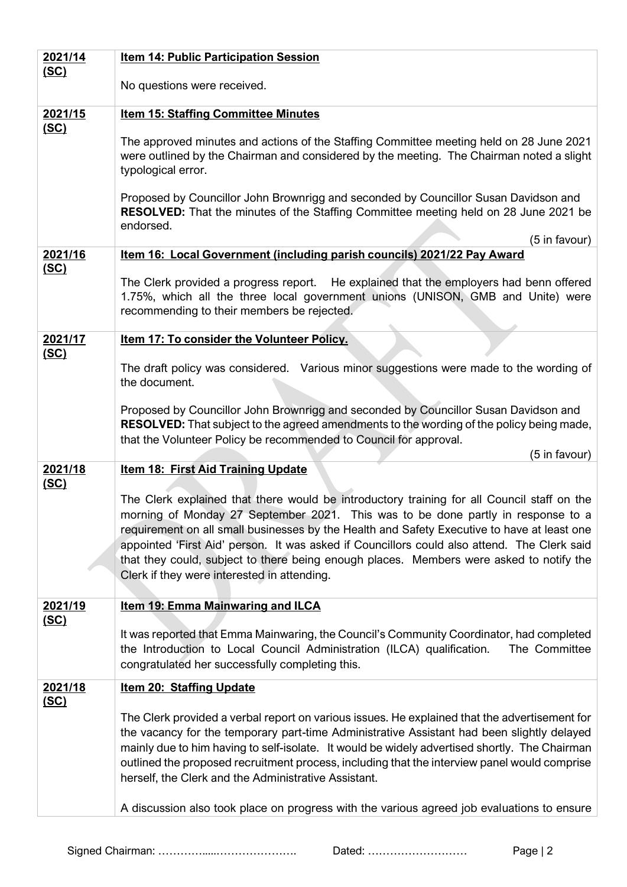| | |
|---|---|
| **2021/14 (SC)** | **Item 14: Public Participation Session**<br><br>No questions were received. |
| **2021/15 (SC)** | **Item 15: Staffing Committee Minutes**<br><br>The approved minutes and actions of the Staffing Committee meeting held on 28 June 2021 were outlined by the Chairman and considered by the meeting. The Chairman noted a slight typological error.<br><br>Proposed by Councillor John Brownrigg and seconded by Councillor Susan Davidson and **RESOLVED:** That the minutes of the Staffing Committee meeting held on 28 June 2021 be endorsed.<br><br>(5 in favour) |
| **2021/16 (SC)** | **Item 16: Local Government (including parish councils) 2021/22 Pay Award**<br><br>The Clerk provided a progress report. He explained that the employers had benn offered 1.75%, which all the three local government unions (UNISON, GMB and Unite) were recommending to their members be rejected. |
| **2021/17 (SC)** | **Item 17: To consider the Volunteer Policy.**<br><br>The draft policy was considered. Various minor suggestions were made to the wording of the document.<br><br>Proposed by Councillor John Brownrigg and seconded by Councillor Susan Davidson and **RESOLVED:** That subject to the agreed amendments to the wording of the policy being made, that the Volunteer Policy be recommended to Council for approval.<br><br>(5 in favour) |
| **2021/18 (SC)** | **Item 18: First Aid Training Update**<br><br>The Clerk explained that there would be introductory training for all Council staff on the morning of Monday 27 September 2021. This was to be done partly in response to a requirement on all small businesses by the Health and Safety Executive to have at least one appointed 'First Aid' person. It was asked if Councillors could also attend. The Clerk said that they could, subject to there being enough places. Members were asked to notify the Clerk if they were interested in attending. |
| **2021/19 (SC)** | **Item 19: Emma Mainwaring and ILCA**<br><br>It was reported that Emma Mainwaring, the Council's Community Coordinator, had completed the Introduction to Local Council Administration (ILCA) qualification. The Committee congratulated her successfully completing this. |
| **2021/18 (SC)** | **Item 20: Staffing Update**<br><br>The Clerk provided a verbal report on various issues. He explained that the advertisement for the vacancy for the temporary part-time Administrative Assistant had been slightly delayed mainly due to him having to self-isolate. It would be widely advertised shortly. The Chairman outlined the proposed recruitment process, including that the interview panel would comprise herself, the Clerk and the Administrative Assistant.<br><br>A discussion also took place on progress with the various agreed job evaluations to ensure |

Signed Chairman: ……………....…………………. Dated: ………………………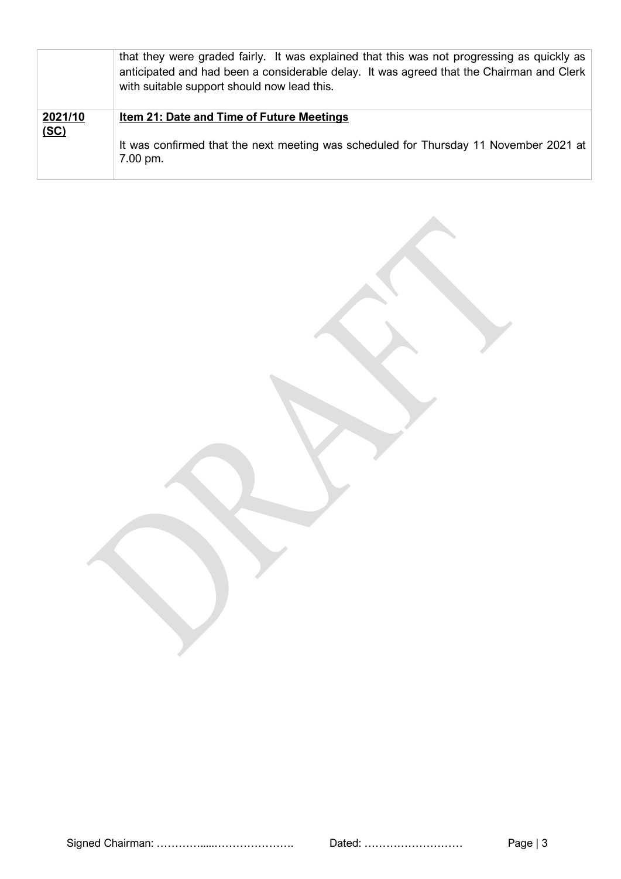| | |
|---|---|
| | that they were graded fairly. It was explained that this was not progressing as quickly as anticipated and had been a considerable delay. It was agreed that the Chairman and Clerk with suitable support should now lead this. |
| **2021/10 (SC)** | **Item 21: Date and Time of Future Meetings**<br><br>It was confirmed that the next meeting was scheduled for Thursday 11 November 2021 at 7.00 pm. |

DRAFT

Signed Chairman: ……………....…………………. Dated: ………………………